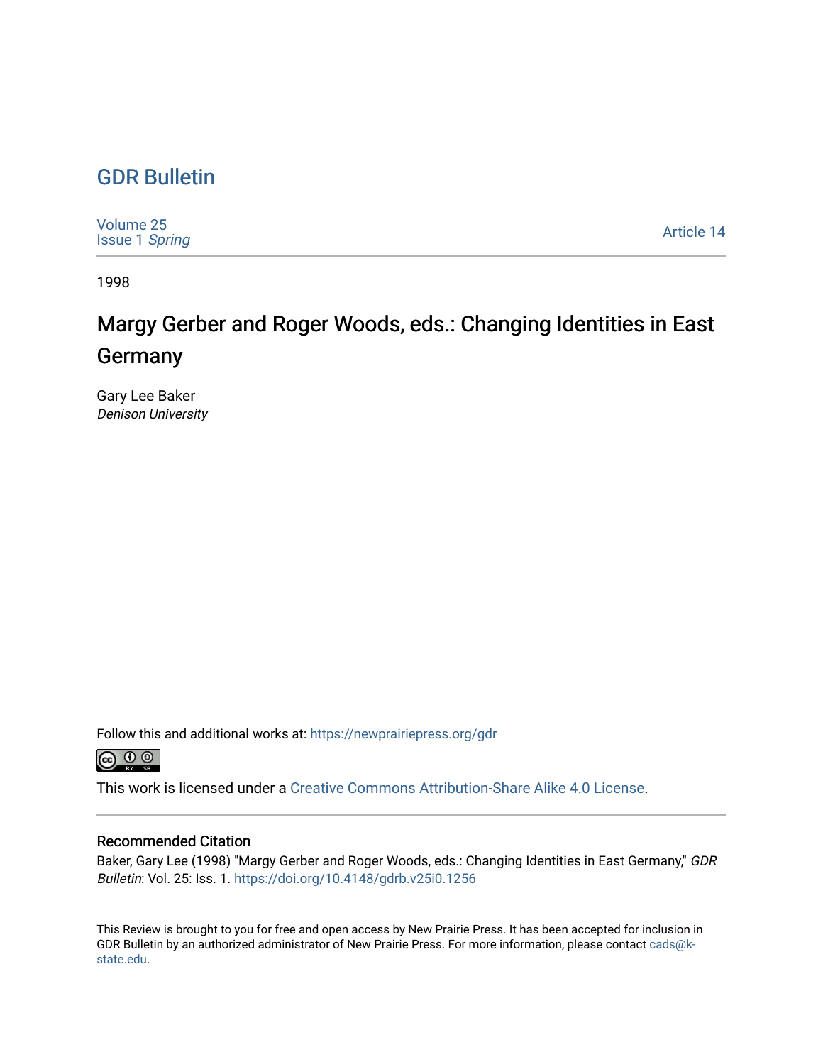# GDR Bulletin

Volume 25
Issue 1 *Spring*

Article 14

1998

## Margy Gerber and Roger Woods, eds.: Changing Identities in East Germany

Gary Lee Baker
*Denison University*

Follow this and additional works at: https://newprairiepress.org/gdr

This work is licensed under a Creative Commons Attribution-Share Alike 4.0 License.

### Recommended Citation

Baker, Gary Lee (1998) "Margy Gerber and Roger Woods, eds.: Changing Identities in East Germany," *GDR Bulletin*: Vol. 25: Iss. 1. https://doi.org/10.4148/gdrb.v25i0.1256

This Review is brought to you for free and open access by New Prairie Press. It has been accepted for inclusion in GDR Bulletin by an authorized administrator of New Prairie Press. For more information, please contact cads@k-state.edu.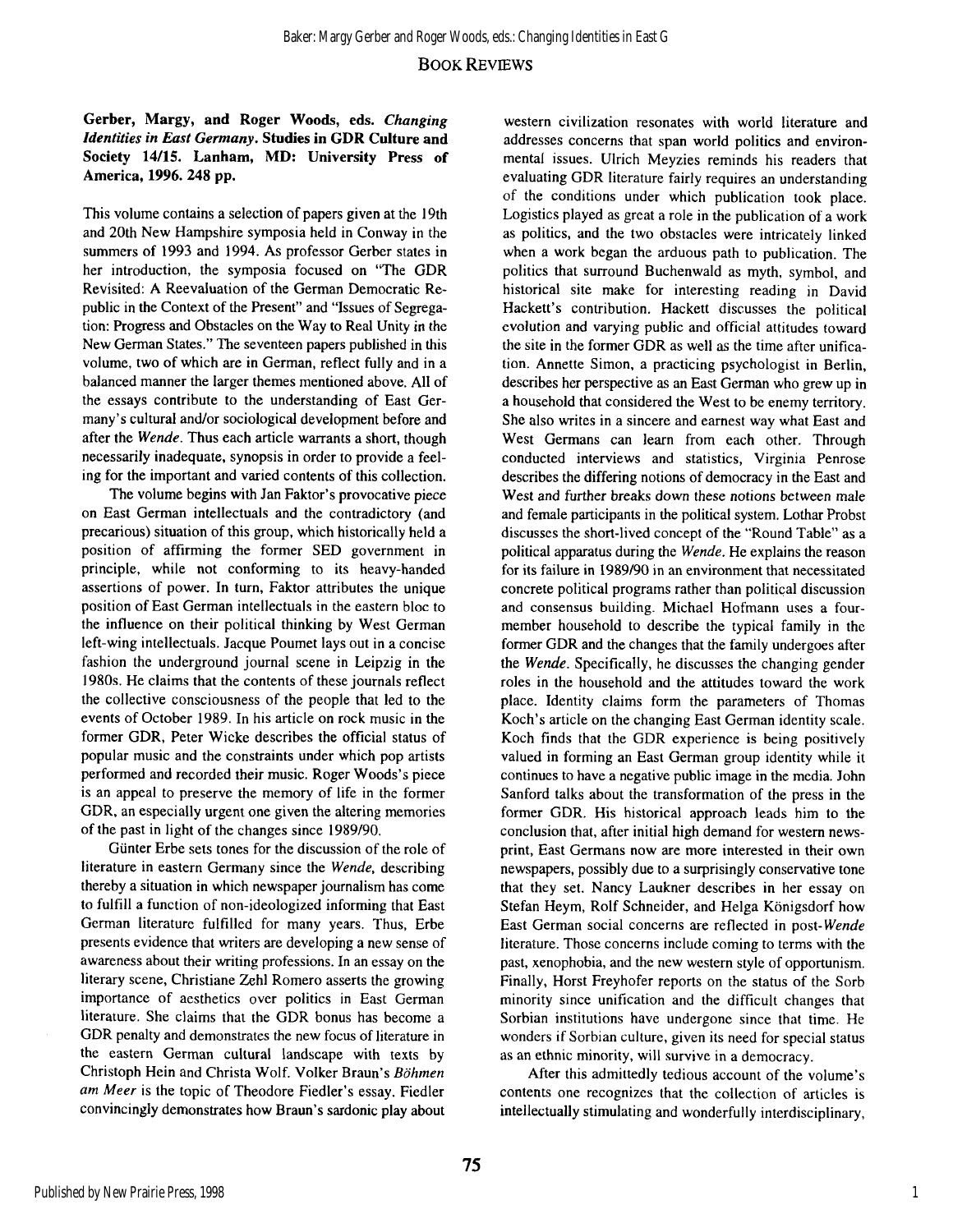## BOOK REVIEWS

**Gerber, Margy, and Roger Woods, eds. *Changing Identities in East Germany*. Studies in GDR Culture and Society 14/15. Lanham, MD: University Press of America, 1996. 248 pp.**

This volume contains a selection of papers given at the 19th and 20th New Hampshire symposia held in Conway in the summers of 1993 and 1994. As professor Gerber states in her introduction, the symposia focused on "The GDR Revisited: A Reevaluation of the German Democratic Republic in the Context of the Present" and "Issues of Segregation: Progress and Obstacles on the Way to Real Unity in the New German States." The seventeen papers published in this volume, two of which are in German, reflect fully and in a balanced manner the larger themes mentioned above. All of the essays contribute to the understanding of East Germany's cultural and/or sociological development before and after the *Wende*. Thus each article warrants a short, though necessarily inadequate, synopsis in order to provide a feeling for the important and varied contents of this collection.

The volume begins with Jan Faktor's provocative piece on East German intellectuals and the contradictory (and precarious) situation of this group, which historically held a position of affirming the former SED government in principle, while not conforming to its heavy-handed assertions of power. In turn, Faktor attributes the unique position of East German intellectuals in the eastern bloc to the influence on their political thinking by West German left-wing intellectuals. Jacque Poumet lays out in a concise fashion the underground journal scene in Leipzig in the 1980s. He claims that the contents of these journals reflect the collective consciousness of the people that led to the events of October 1989. In his article on rock music in the former GDR, Peter Wicke describes the official status of popular music and the constraints under which pop artists performed and recorded their music. Roger Woods's piece is an appeal to preserve the memory of life in the former GDR, an especially urgent one given the altering memories of the past in light of the changes since 1989/90.

Günter Erbe sets tones for the discussion of the role of literature in eastern Germany since the *Wende*, describing thereby a situation in which newspaper journalism has come to fulfill a function of non-ideologized informing that East German literature fulfilled for many years. Thus, Erbe presents evidence that writers are developing a new sense of awareness about their writing professions. In an essay on the literary scene, Christiane Zehl Romero asserts the growing importance of aesthetics over politics in East German literature. She claims that the GDR bonus has become a GDR penalty and demonstrates the new focus of literature in the eastern German cultural landscape with texts by Christoph Hein and Christa Wolf. Volker Braun's *Böhmen am Meer* is the topic of Theodore Fiedler's essay. Fiedler convincingly demonstrates how Braun's sardonic play about western civilization resonates with world literature and addresses concerns that span world politics and environmental issues. Ulrich Meyzies reminds his readers that evaluating GDR literature fairly requires an understanding of the conditions under which publication took place. Logistics played as great a role in the publication of a work as politics, and the two obstacles were intricately linked when a work began the arduous path to publication. The politics that surround Buchenwald as myth, symbol, and historical site make for interesting reading in David Hackett's contribution. Hackett discusses the political evolution and varying public and official attitudes toward the site in the former GDR as well as the time after unification. Annette Simon, a practicing psychologist in Berlin, describes her perspective as an East German who grew up in a household that considered the West to be enemy territory. She also writes in a sincere and earnest way what East and West Germans can learn from each other. Through conducted interviews and statistics, Virginia Penrose describes the differing notions of democracy in the East and West and further breaks down these notions between male and female participants in the political system. Lothar Probst discusses the short-lived concept of the "Round Table" as a political apparatus during the *Wende*. He explains the reason for its failure in 1989/90 in an environment that necessitated concrete political programs rather than political discussion and consensus building. Michael Hofmann uses a four-member household to describe the typical family in the former GDR and the changes that the family undergoes after the *Wende*. Specifically, he discusses the changing gender roles in the household and the attitudes toward the work place. Identity claims form the parameters of Thomas Koch's article on the changing East German identity scale. Koch finds that the GDR experience is being positively valued in forming an East German group identity while it continues to have a negative public image in the media. John Sanford talks about the transformation of the press in the former GDR. His historical approach leads him to the conclusion that, after initial high demand for western newsprint, East Germans now are more interested in their own newspapers, possibly due to a surprisingly conservative tone that they set. Nancy Lauckner describes in her essay on Stefan Heym, Rolf Schneider, and Helga Königsdorf how East German social concerns are reflected in post-*Wende* literature. Those concerns include coming to terms with the past, xenophobia, and the new western style of opportunism. Finally, Horst Freyhofer reports on the status of the Sorb minority since unification and the difficult changes that Sorbian institutions have undergone since that time. He wonders if Sorbian culture, given its need for special status as an ethnic minority, will survive in a democracy.

After this admittedly tedious account of the volume's contents one recognizes that the collection of articles is intellectually stimulating and wonderfully interdisciplinary,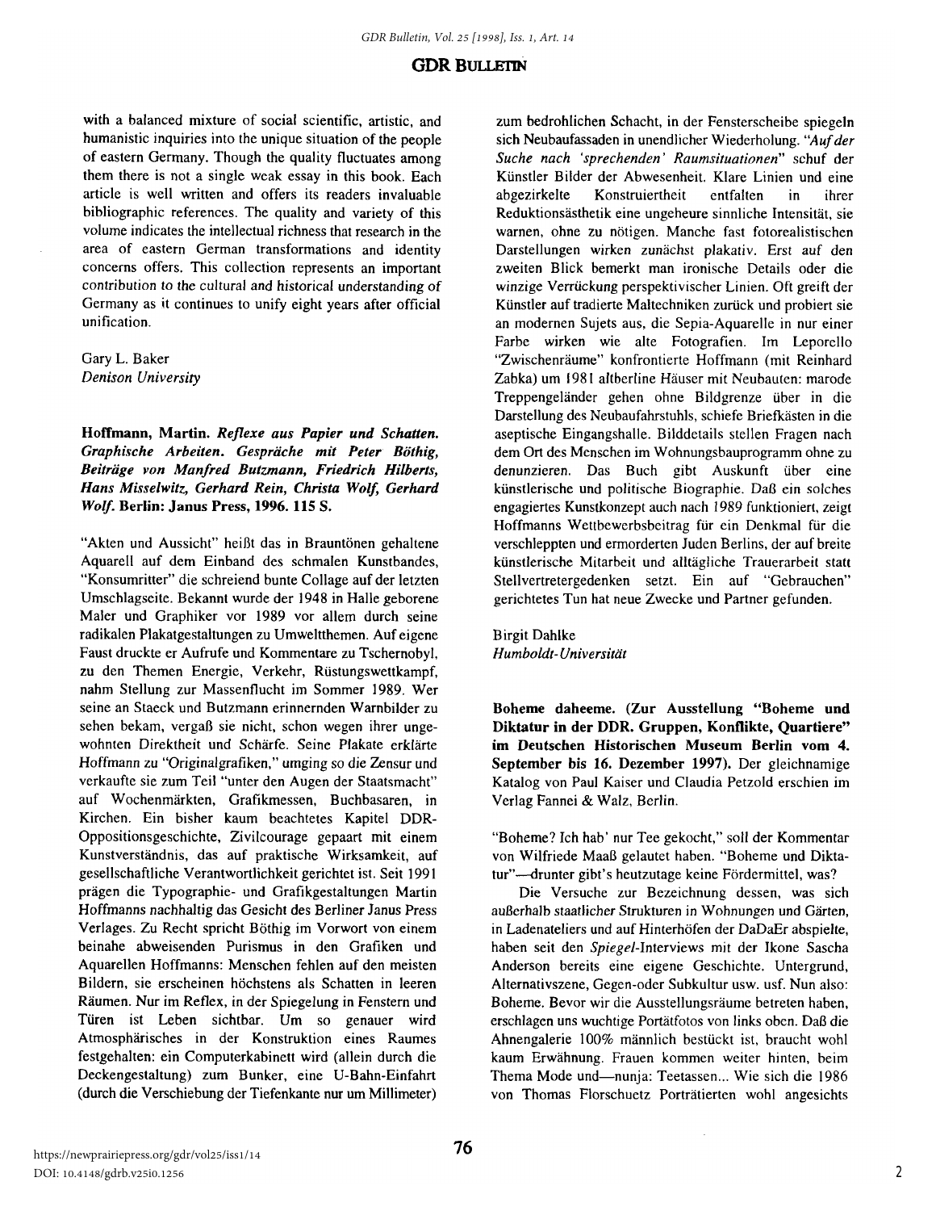with a balanced mixture of social scientific, artistic, and humanistic inquiries into the unique situation of the people of eastern Germany. Though the quality fluctuates among them there is not a single weak essay in this book. Each article is well written and offers its readers invaluable bibliographic references. The quality and variety of this volume indicates the intellectual richness that research in the area of eastern German transformations and identity concerns offers. This collection represents an important contribution to the cultural and historical understanding of Germany as it continues to unify eight years after official unification.

Gary L. Baker
*Denison University*

**Hoffmann, Martin. *Reflexe aus Papier und Schatten. Graphische Arbeiten. Gespräche mit Peter Böthig, Beiträge von Manfred Butzmann, Friedrich Hilberts, Hans Misselwitz, Gerhard Rein, Christa Wolf, Gerhard Wolf.* Berlin: Janus Press, 1996. 115 S.**

"Akten und Aussicht" heißt das in Brauntönen gehaltene Aquarell auf dem Einband des schmalen Kunstbandes, "Konsumritter" die schreiend bunte Collage auf der letzten Umschlagseite. Bekannt wurde der 1948 in Halle geborene Maler und Graphiker vor 1989 vor allem durch seine radikalen Plakatgestaltungen zu Umweltthemen. Auf eigene Faust druckte er Aufrufe und Kommentare zu Tschernobyl, zu den Themen Energie, Verkehr, Rüstungswettkampf, nahm Stellung zur Massenflucht im Sommer 1989. Wer seine an Staeck und Butzmann erinnernden Warnbilder zu sehen bekam, vergaß sie nicht, schon wegen ihrer ungewohnten Direktheit und Schärfe. Seine Plakate erklärte Hoffmann zu "Originalgrafiken," umging so die Zensur und verkaufte sie zum Teil "unter den Augen der Staatsmacht" auf Wochenmärkten, Grafikmessen, Buchbasaren, in Kirchen. Ein bisher kaum beachtetes Kapitel DDR-Oppositionsgeschichte, Zivilcourage gepaart mit einem Kunstverständnis, das auf praktische Wirksamkeit, auf gesellschaftliche Verantwortlichkeit gerichtet ist. Seit 1991 prägen die Typographie- und Grafikgestaltungen Martin Hoffmanns nachhaltig das Gesicht des Berliner Janus Press Verlages. Zu Recht spricht Böthig im Vorwort von einem beinahe abweisenden Purismus in den Grafiken und Aquarellen Hoffmanns: Menschen fehlen auf den meisten Bildern, sie erscheinen höchstens als Schatten in leeren Räumen. Nur im Reflex, in der Spiegelung in Fenstern und Türen ist Leben sichtbar. Um so genauer wird Atmosphärisches in der Konstruktion eines Raumes festgehalten: ein Computerkabinett wird (allein durch die Deckengestaltung) zum Bunker, eine U-Bahn-Einfahrt (durch die Verschiebung der Tiefenkante nur um Millimeter) zum bedrohlichen Schacht, in der Fensterscheibe spiegeln sich Neubaufassaden in unendlicher Wiederholung. *"Auf der Suche nach 'sprechenden' Raumsituationen"* schuf der Künstler Bilder der Abwesenheit. Klare Linien und eine abgezirkelte Konstruiertheit entfalten in ihrer Reduktionsästhetik eine ungeheure sinnliche Intensität, sie warnen, ohne zu nötigen. Manche fast fotorealistischen Darstellungen wirken zunächst plakativ. Erst auf den zweiten Blick bemerkt man ironische Details oder die winzige Verrückung perspektivischer Linien. Oft greift der Künstler auf tradierte Maltechniken zurück und probiert sie an modernen Sujets aus, die Sepia-Aquarelle in nur einer Farbe wirken wie alte Fotografien. Im Leporello "Zwischenräume" konfrontierte Hoffmann (mit Reinhard Zabka) um 1981 altberline Häuser mit Neubauten: marode Treppengeländer gehen ohne Bildgrenze über in die Darstellung des Neubaufahrstuhls, schiefe Briefkästen in die aseptische Eingangshalle. Bilddetails stellen Fragen nach dem Ort des Menschen im Wohnungsbauprogramm ohne zu denunzieren. Das Buch gibt Auskunft über eine künstlerische und politische Biographie. Daß ein solches engagiertes Kunstkonzept auch nach 1989 funktioniert, zeigt Hoffmanns Wettbewerbsbeitrag für ein Denkmal für die verschleppten und ermordeten Juden Berlins, der auf breite künstlerische Mitarbeit und alltägliche Trauerarbeit statt Stellvertretergedenken setzt. Ein auf "Gebrauchen" gerichtetes Tun hat neue Zwecke und Partner gefunden.

Birgit Dahlke
*Humboldt-Universität*

**Boheme daheeme. (Zur Ausstellung "Boheme und Diktatur in der DDR. Gruppen, Konflikte, Quartiere" im Deutschen Historischen Museum Berlin vom 4. September bis 16. Dezember 1997).** Der gleichnamige Katalog von Paul Kaiser und Claudia Petzold erschien im Verlag Fannei & Walz, Berlin.

"Boheme? Ich hab' nur Tee gekocht," soll der Kommentar von Wilfriede Maaß gelautet haben. "Boheme und Diktatur"—drunter gibt's heutzutage keine Fördermittel, was?

Die Versuche zur Bezeichnung dessen, was sich außerhalb staatlicher Strukturen in Wohnungen und Gärten, in Ladenateliers und auf Hinterhöfen der DaDaEr abspielte, haben seit den *Spiegel*-Interviews mit der Ikone Sascha Anderson bereits eine eigene Geschichte. Untergrund, Alternativszene, Gegen-oder Subkultur usw. usf. Nun also: Boheme. Bevor wir die Ausstellungsräume betreten haben, erschlagen uns wuchtige Portätfotos von links oben. Daß die Ahnengalerie 100% männlich bestückt ist, braucht wohl kaum Erwähnung. Frauen kommen weiter hinten, beim Thema Mode und—nunja: Teetassen... Wie sich die 1986 von Thomas Florschuetz Porträtierten wohl angesichts